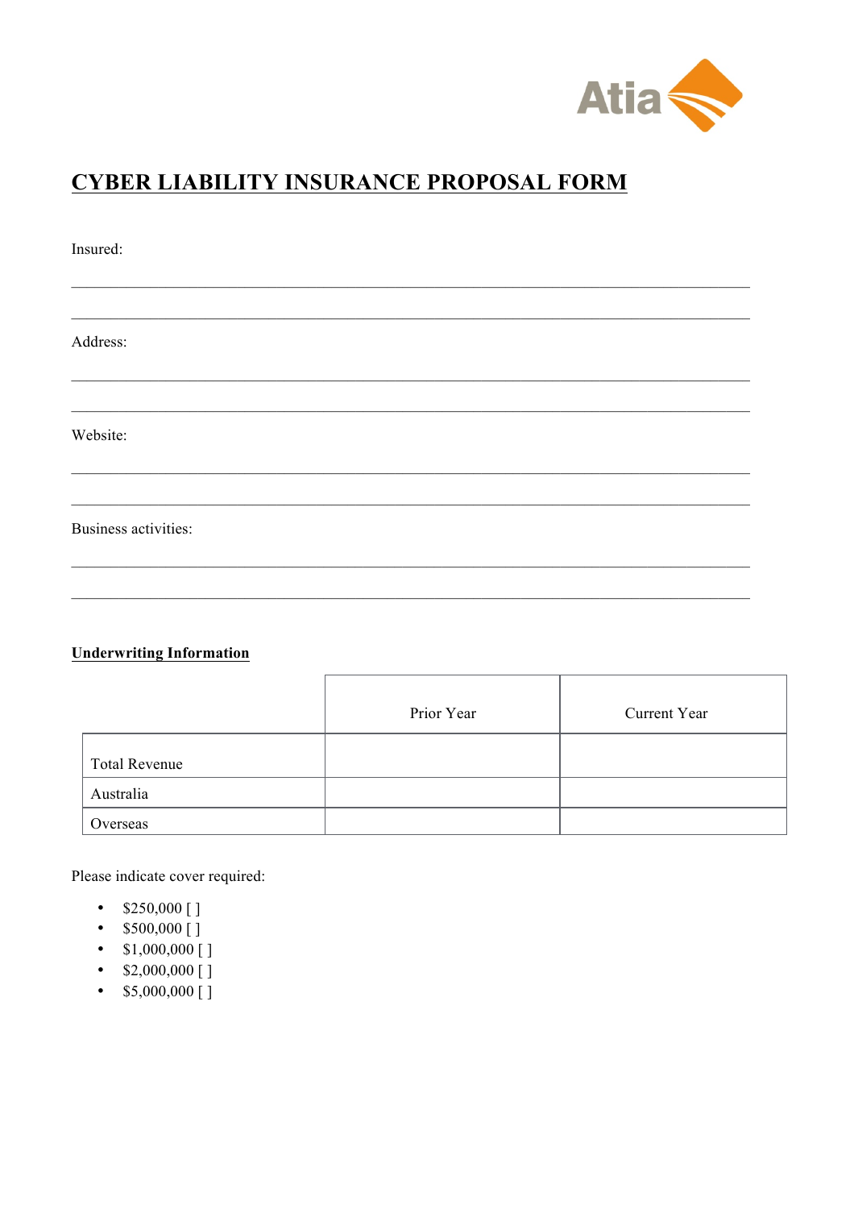# CYBER LIABILITY INSURANCE PROPOSAL FORM

Insured:

\_\_\_\_\_\_\_\_\_\_\_\_\_\_\_\_\_\_\_\_\_\_\_\_\_\_\_\_\_\_\_\_\_\_\_\_\_\_\_\_\_\_\_\_\_\_\_\_\_\_\_\_\_\_\_\_\_\_\_\_\_\_\_\_\_\_\_\_\_\_\_\_\_\_\_\_

\_\_\_\_\_\_\_\_\_\_\_\_\_\_\_\_\_\_\_\_\_\_\_\_\_\_\_\_\_\_\_\_\_\_\_\_\_\_\_\_\_\_\_\_\_\_\_\_\_\_\_\_\_\_\_\_\_\_\_\_\_\_\_\_\_\_\_\_\_\_\_\_\_\_\_\_

Address:

\_\_\_\_\_\_\_\_\_\_\_\_\_\_\_\_\_\_\_\_\_\_\_\_\_\_\_\_\_\_\_\_\_\_\_\_\_\_\_\_\_\_\_\_\_\_\_\_\_\_\_\_\_\_\_\_\_\_\_\_\_\_\_\_\_\_\_\_\_\_\_\_\_\_\_\_

\_\_\_\_\_\_\_\_\_\_\_\_\_\_\_\_\_\_\_\_\_\_\_\_\_\_\_\_\_\_\_\_\_\_\_\_\_\_\_\_\_\_\_\_\_\_\_\_\_\_\_\_\_\_\_\_\_\_\_\_\_\_\_\_\_\_\_\_\_\_\_\_\_\_\_\_

Website:

\_\_\_\_\_\_\_\_\_\_\_\_\_\_\_\_\_\_\_\_\_\_\_\_\_\_\_\_\_\_\_\_\_\_\_\_\_\_\_\_\_\_\_\_\_\_\_\_\_\_\_\_\_\_\_\_\_\_\_\_\_\_\_\_\_\_\_\_\_\_\_\_\_\_\_\_

\_\_\_\_\_\_\_\_\_\_\_\_\_\_\_\_\_\_\_\_\_\_\_\_\_\_\_\_\_\_\_\_\_\_\_\_\_\_\_\_\_\_\_\_\_\_\_\_\_\_\_\_\_\_\_\_\_\_\_\_\_\_\_\_\_\_\_\_\_\_\_\_\_\_\_\_

Business activities:

\_\_\_\_\_\_\_\_\_\_\_\_\_\_\_\_\_\_\_\_\_\_\_\_\_\_\_\_\_\_\_\_\_\_\_\_\_\_\_\_\_\_\_\_\_\_\_\_\_\_\_\_\_\_\_\_\_\_\_\_\_\_\_\_\_\_\_\_\_\_\_\_\_\_\_\_

\_\_\_\_\_\_\_\_\_\_\_\_\_\_\_\_\_\_\_\_\_\_\_\_\_\_\_\_\_\_\_\_\_\_\_\_\_\_\_\_\_\_\_\_\_\_\_\_\_\_\_\_\_\_\_\_\_\_\_\_\_\_\_\_\_\_\_\_\_\_\_\_\_\_\_\_

**Underwriting Information**

| | Prior Year | Current Year |
|---|---|---|
| Total Revenue | | |
| Australia | | |
| Overseas | | |

Please indicate cover required:

- $250,000 [ ]
- $500,000 [ ]
- $1,000,000 [ ]
- $2,000,000 [ ]
- $5,000,000 [ ]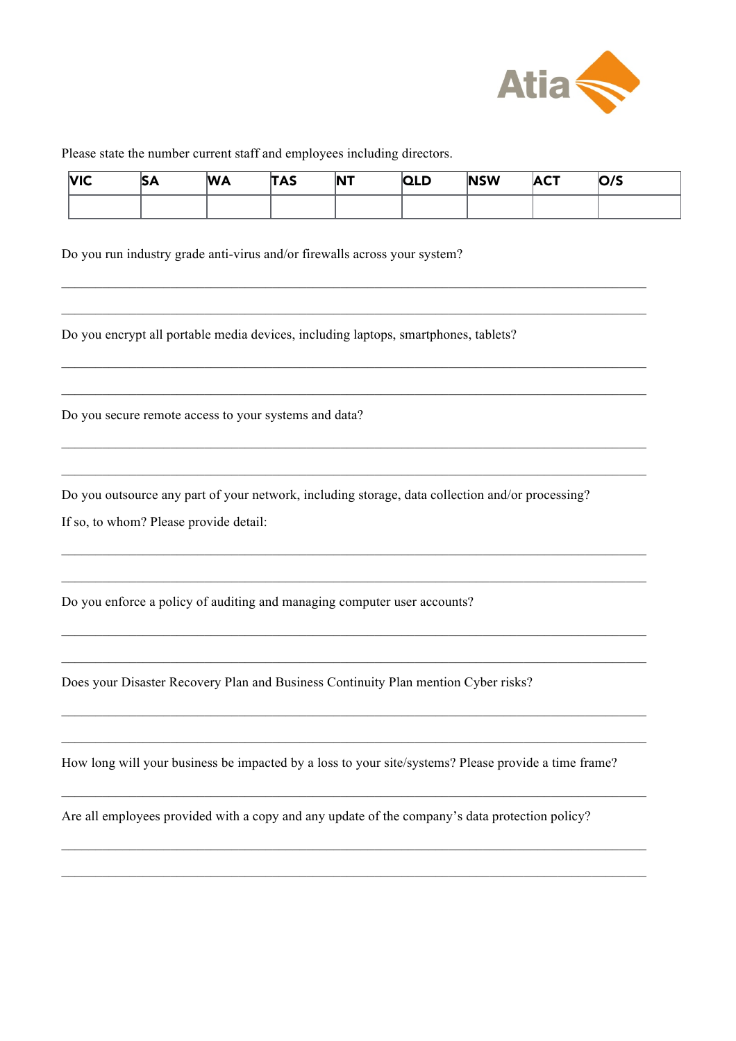Please state the number current staff and employees including directors.

| VIC | SA | WA | TAS | NT | QLD | NSW | ACT | O/S |
|---|---|---|---|---|---|---|---|---|
| | | | | | | | | |

Do you run industry grade anti-virus and/or firewalls across your system?

\_\_\_\_\_\_\_\_\_\_\_\_\_\_\_\_\_\_\_\_\_\_\_\_\_\_\_\_\_\_\_\_\_\_\_\_\_\_\_\_\_\_\_\_\_\_\_\_\_\_\_\_\_\_\_\_\_\_\_\_\_\_\_\_\_\_\_\_\_\_\_\_\_\_\_\_

\_\_\_\_\_\_\_\_\_\_\_\_\_\_\_\_\_\_\_\_\_\_\_\_\_\_\_\_\_\_\_\_\_\_\_\_\_\_\_\_\_\_\_\_\_\_\_\_\_\_\_\_\_\_\_\_\_\_\_\_\_\_\_\_\_\_\_\_\_\_\_\_\_\_\_\_

Do you encrypt all portable media devices, including laptops, smartphones, tablets?

\_\_\_\_\_\_\_\_\_\_\_\_\_\_\_\_\_\_\_\_\_\_\_\_\_\_\_\_\_\_\_\_\_\_\_\_\_\_\_\_\_\_\_\_\_\_\_\_\_\_\_\_\_\_\_\_\_\_\_\_\_\_\_\_\_\_\_\_\_\_\_\_\_\_\_\_

\_\_\_\_\_\_\_\_\_\_\_\_\_\_\_\_\_\_\_\_\_\_\_\_\_\_\_\_\_\_\_\_\_\_\_\_\_\_\_\_\_\_\_\_\_\_\_\_\_\_\_\_\_\_\_\_\_\_\_\_\_\_\_\_\_\_\_\_\_\_\_\_\_\_\_\_

Do you secure remote access to your systems and data?

\_\_\_\_\_\_\_\_\_\_\_\_\_\_\_\_\_\_\_\_\_\_\_\_\_\_\_\_\_\_\_\_\_\_\_\_\_\_\_\_\_\_\_\_\_\_\_\_\_\_\_\_\_\_\_\_\_\_\_\_\_\_\_\_\_\_\_\_\_\_\_\_\_\_\_\_

\_\_\_\_\_\_\_\_\_\_\_\_\_\_\_\_\_\_\_\_\_\_\_\_\_\_\_\_\_\_\_\_\_\_\_\_\_\_\_\_\_\_\_\_\_\_\_\_\_\_\_\_\_\_\_\_\_\_\_\_\_\_\_\_\_\_\_\_\_\_\_\_\_\_\_\_

Do you outsource any part of your network, including storage, data collection and/or processing?

If so, to whom? Please provide detail:

\_\_\_\_\_\_\_\_\_\_\_\_\_\_\_\_\_\_\_\_\_\_\_\_\_\_\_\_\_\_\_\_\_\_\_\_\_\_\_\_\_\_\_\_\_\_\_\_\_\_\_\_\_\_\_\_\_\_\_\_\_\_\_\_\_\_\_\_\_\_\_\_\_\_\_\_

\_\_\_\_\_\_\_\_\_\_\_\_\_\_\_\_\_\_\_\_\_\_\_\_\_\_\_\_\_\_\_\_\_\_\_\_\_\_\_\_\_\_\_\_\_\_\_\_\_\_\_\_\_\_\_\_\_\_\_\_\_\_\_\_\_\_\_\_\_\_\_\_\_\_\_\_

Do you enforce a policy of auditing and managing computer user accounts?

\_\_\_\_\_\_\_\_\_\_\_\_\_\_\_\_\_\_\_\_\_\_\_\_\_\_\_\_\_\_\_\_\_\_\_\_\_\_\_\_\_\_\_\_\_\_\_\_\_\_\_\_\_\_\_\_\_\_\_\_\_\_\_\_\_\_\_\_\_\_\_\_\_\_\_\_

\_\_\_\_\_\_\_\_\_\_\_\_\_\_\_\_\_\_\_\_\_\_\_\_\_\_\_\_\_\_\_\_\_\_\_\_\_\_\_\_\_\_\_\_\_\_\_\_\_\_\_\_\_\_\_\_\_\_\_\_\_\_\_\_\_\_\_\_\_\_\_\_\_\_\_\_

Does your Disaster Recovery Plan and Business Continuity Plan mention Cyber risks?

\_\_\_\_\_\_\_\_\_\_\_\_\_\_\_\_\_\_\_\_\_\_\_\_\_\_\_\_\_\_\_\_\_\_\_\_\_\_\_\_\_\_\_\_\_\_\_\_\_\_\_\_\_\_\_\_\_\_\_\_\_\_\_\_\_\_\_\_\_\_\_\_\_\_\_\_

\_\_\_\_\_\_\_\_\_\_\_\_\_\_\_\_\_\_\_\_\_\_\_\_\_\_\_\_\_\_\_\_\_\_\_\_\_\_\_\_\_\_\_\_\_\_\_\_\_\_\_\_\_\_\_\_\_\_\_\_\_\_\_\_\_\_\_\_\_\_\_\_\_\_\_\_

How long will your business be impacted by a loss to your site/systems? Please provide a time frame?

\_\_\_\_\_\_\_\_\_\_\_\_\_\_\_\_\_\_\_\_\_\_\_\_\_\_\_\_\_\_\_\_\_\_\_\_\_\_\_\_\_\_\_\_\_\_\_\_\_\_\_\_\_\_\_\_\_\_\_\_\_\_\_\_\_\_\_\_\_\_\_\_\_\_\_\_

Are all employees provided with a copy and any update of the company's data protection policy?

\_\_\_\_\_\_\_\_\_\_\_\_\_\_\_\_\_\_\_\_\_\_\_\_\_\_\_\_\_\_\_\_\_\_\_\_\_\_\_\_\_\_\_\_\_\_\_\_\_\_\_\_\_\_\_\_\_\_\_\_\_\_\_\_\_\_\_\_\_\_\_\_\_\_\_\_

\_\_\_\_\_\_\_\_\_\_\_\_\_\_\_\_\_\_\_\_\_\_\_\_\_\_\_\_\_\_\_\_\_\_\_\_\_\_\_\_\_\_\_\_\_\_\_\_\_\_\_\_\_\_\_\_\_\_\_\_\_\_\_\_\_\_\_\_\_\_\_\_\_\_\_\_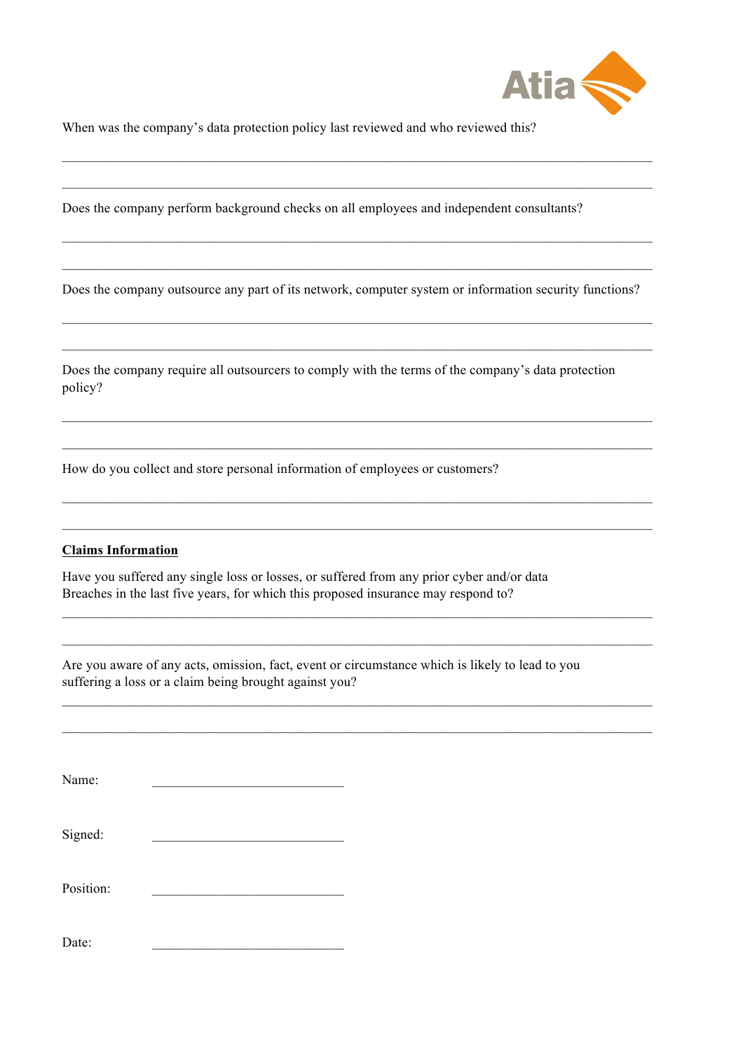When was the company's data protection policy last reviewed and who reviewed this?

______________________________________________________________________________

______________________________________________________________________________

Does the company perform background checks on all employees and independent consultants?

______________________________________________________________________________

______________________________________________________________________________

Does the company outsource any part of its network, computer system or information security functions?

______________________________________________________________________________

______________________________________________________________________________

Does the company require all outsourcers to comply with the terms of the company's data protection policy?

______________________________________________________________________________

______________________________________________________________________________

How do you collect and store personal information of employees or customers?

______________________________________________________________________________

______________________________________________________________________________

**Claims Information**

Have you suffered any single loss or losses, or suffered from any prior cyber and/or data Breaches in the last five years, for which this proposed insurance may respond to?

______________________________________________________________________________

______________________________________________________________________________

Are you aware of any acts, omission, fact, event or circumstance which is likely to lead to you suffering a loss or a claim being brought against you?

______________________________________________________________________________

______________________________________________________________________________

Name: ______________________________

Signed: ______________________________

Position: ______________________________

Date: ______________________________